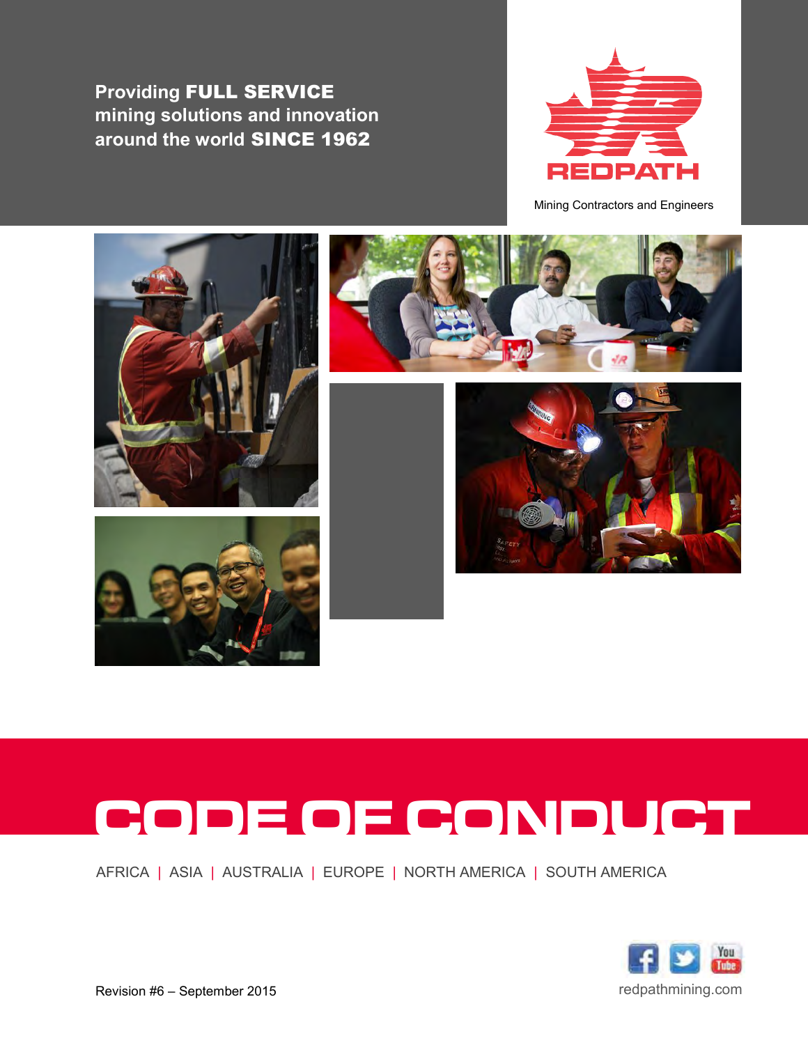Providing **FULL SERVICE** mining solutions and innovation around the world **SINCE 1962**

REDPATH

Mining Contractors and Engineers

# CODE OF CONDUCT

AFRICA | ASIA | AUSTRALIA | EUROPE | NORTH AMERICA | SOUTH AMERICA

Revision #6 – September 2015

redpathmining.com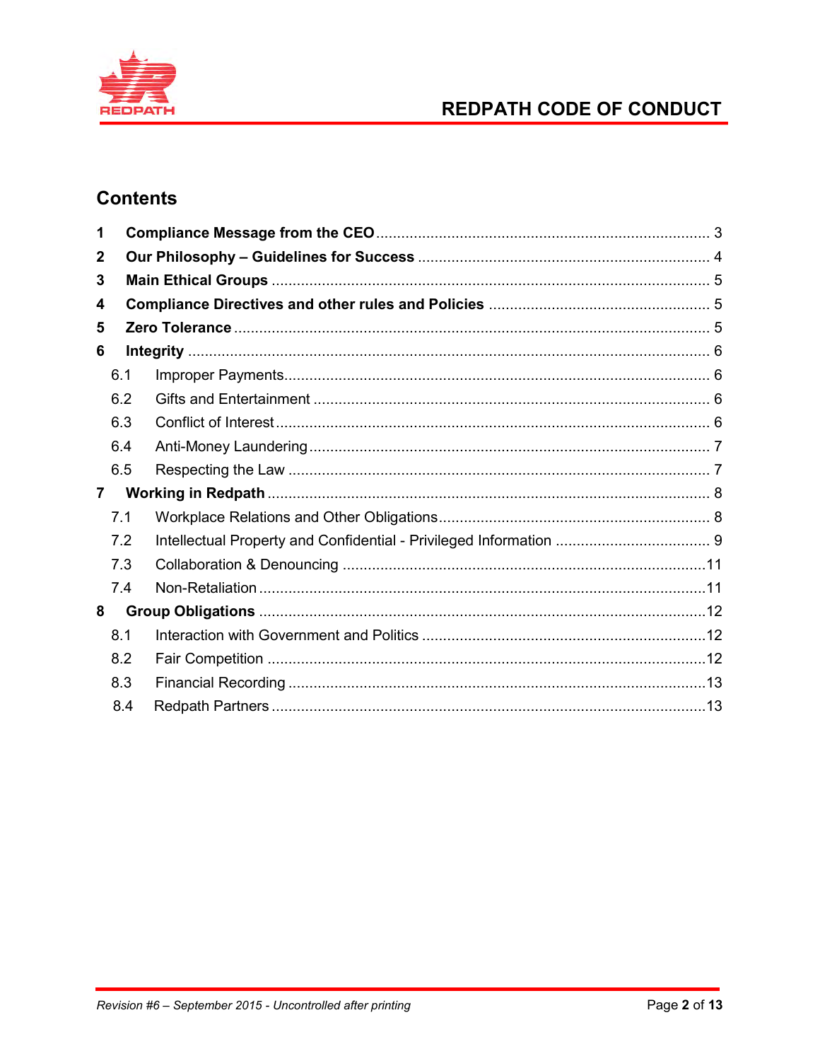## Contents

1 **Compliance Message from the CEO** ........ 3

2 **Our Philosophy – Guidelines for Success** ........ 4

3 **Main Ethical Groups** ........ 5

4 **Compliance Directives and other rules and Policies** ........ 5

5 **Zero Tolerance** ........ 5

6 **Integrity** ........ 6

- 6.1 Improper Payments ........ 6
- 6.2 Gifts and Entertainment ........ 6
- 6.3 Conflict of Interest ........ 6
- 6.4 Anti-Money Laundering ........ 7
- 6.5 Respecting the Law ........ 7

7 **Working in Redpath** ........ 8

- 7.1 Workplace Relations and Other Obligations ........ 8
- 7.2 Intellectual Property and Confidential - Privileged Information ........ 9
- 7.3 Collaboration & Denouncing ........ 11
- 7.4 Non-Retaliation ........ 11

8 **Group Obligations** ........ 12

- 8.1 Interaction with Government and Politics ........ 12
- 8.2 Fair Competition ........ 12
- 8.3 Financial Recording ........ 13
- 8.4 Redpath Partners ........ 13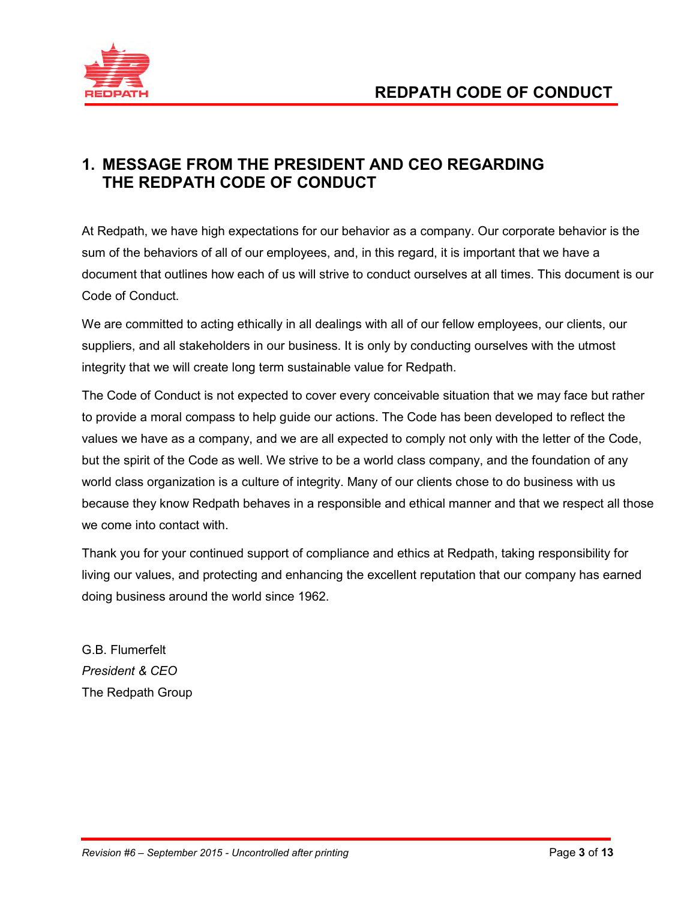## 1. MESSAGE FROM THE PRESIDENT AND CEO REGARDING THE REDPATH CODE OF CONDUCT

At Redpath, we have high expectations for our behavior as a company. Our corporate behavior is the sum of the behaviors of all of our employees, and, in this regard, it is important that we have a document that outlines how each of us will strive to conduct ourselves at all times. This document is our Code of Conduct.

We are committed to acting ethically in all dealings with all of our fellow employees, our clients, our suppliers, and all stakeholders in our business. It is only by conducting ourselves with the utmost integrity that we will create long term sustainable value for Redpath.

The Code of Conduct is not expected to cover every conceivable situation that we may face but rather to provide a moral compass to help guide our actions. The Code has been developed to reflect the values we have as a company, and we are all expected to comply not only with the letter of the Code, but the spirit of the Code as well. We strive to be a world class company, and the foundation of any world class organization is a culture of integrity. Many of our clients chose to do business with us because they know Redpath behaves in a responsible and ethical manner and that we respect all those we come into contact with.

Thank you for your continued support of compliance and ethics at Redpath, taking responsibility for living our values, and protecting and enhancing the excellent reputation that our company has earned doing business around the world since 1962.

G.B. Flumerfelt
*President & CEO*
The Redpath Group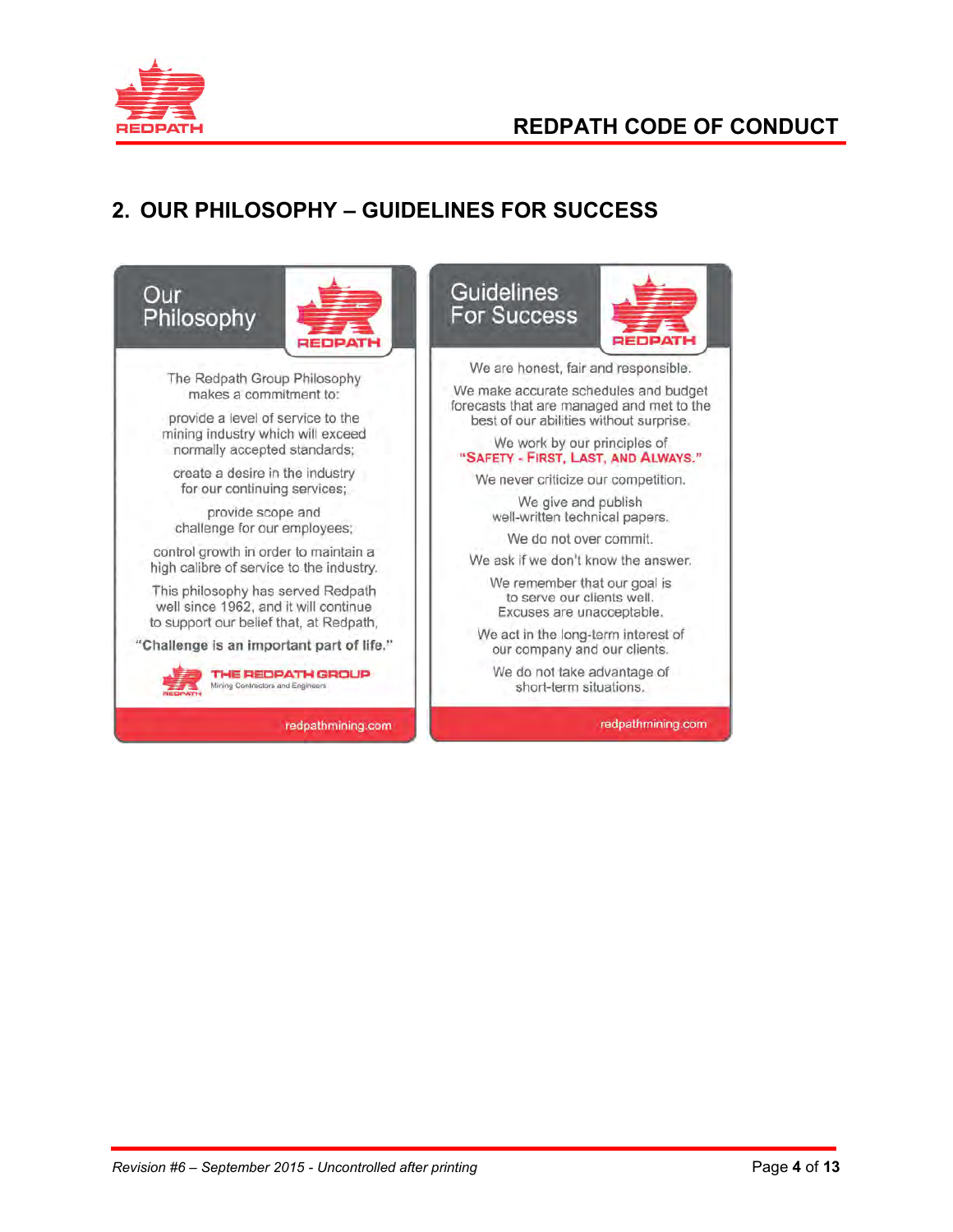## 2. OUR PHILOSOPHY – GUIDELINES FOR SUCCESS

### Our Philosophy

The Redpath Group Philosophy makes a commitment to:

provide a level of service to the mining industry which will exceed normally accepted standards;

create a desire in the industry for our continuing services;

provide scope and challenge for our employees;

control growth in order to maintain a high calibre of service to the industry.

This philosophy has served Redpath well since 1962, and it will continue to support our belief that, at Redpath,

**"Challenge is an important part of life."**

THE REDPATH GROUP
Mining Contractors and Engineers

redpathmining.com

### Guidelines For Success

We are honest, fair and responsible.

We make accurate schedules and budget forecasts that are managed and met to the best of our abilities without surprise.

We work by our principles of
**"SAFETY - FIRST, LAST, AND ALWAYS."**

We never criticize our competition.

We give and publish well-written technical papers.

We do not over commit.

We ask if we don't know the answer.

We remember that our goal is to serve our clients well. Excuses are unacceptable.

We act in the long-term interest of our company and our clients.

We do not take advantage of short-term situations.

redpathmining.com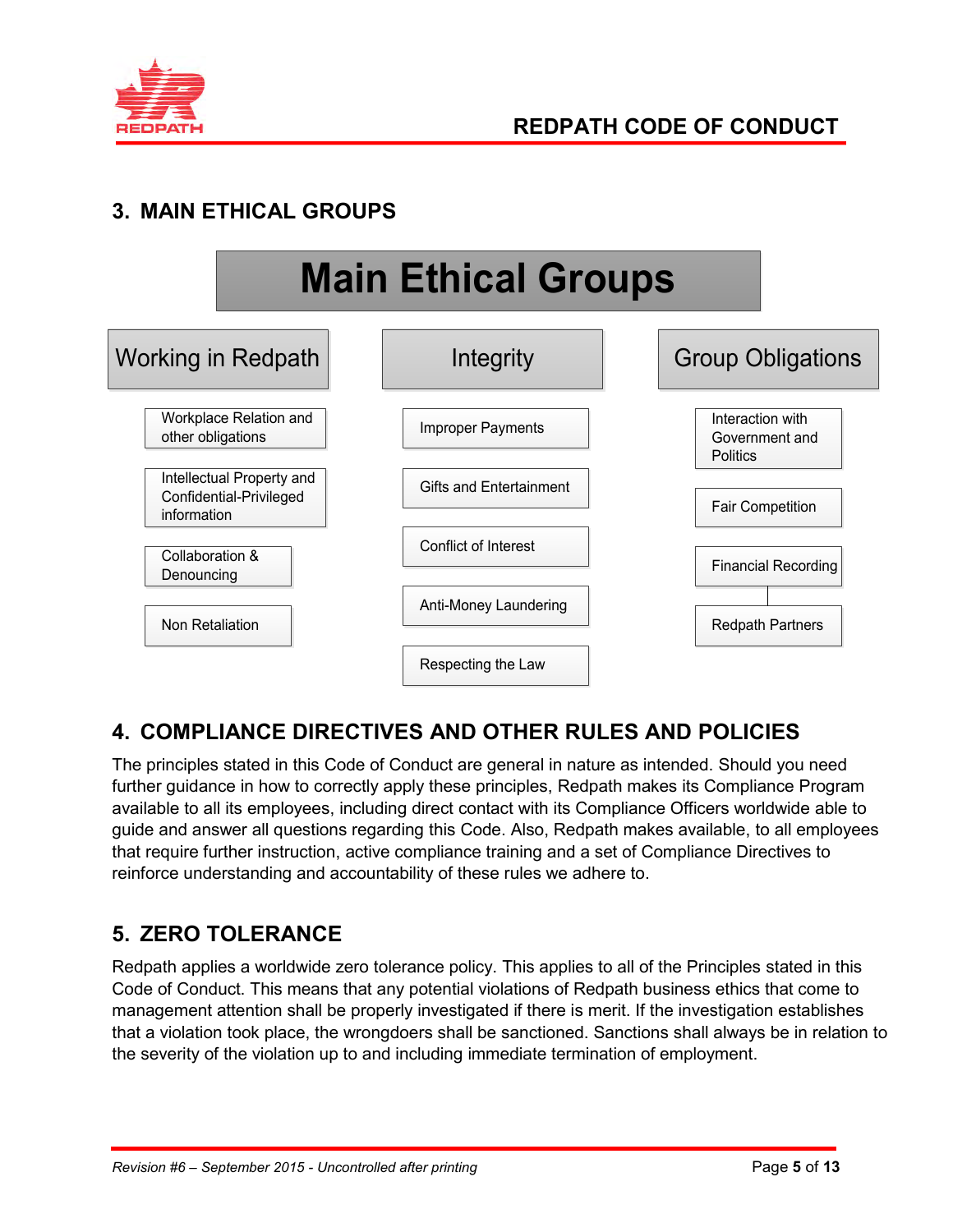## 3. MAIN ETHICAL GROUPS

**Main Ethical Groups**

| Working in Redpath | Integrity | Group Obligations |
|---|---|---|
| Workplace Relation and other obligations | Improper Payments | Interaction with Government and Politics |
| Intellectual Property and Confidential-Privileged information | Gifts and Entertainment | Fair Competition |
| Collaboration & Denouncing | Conflict of Interest | Financial Recording |
| Non Retaliation | Anti-Money Laundering | Redpath Partners |
| | Respecting the Law | |

## 4. COMPLIANCE DIRECTIVES AND OTHER RULES AND POLICIES

The principles stated in this Code of Conduct are general in nature as intended. Should you need further guidance in how to correctly apply these principles, Redpath makes its Compliance Program available to all its employees, including direct contact with its Compliance Officers worldwide able to guide and answer all questions regarding this Code. Also, Redpath makes available, to all employees that require further instruction, active compliance training and a set of Compliance Directives to reinforce understanding and accountability of these rules we adhere to.

## 5. ZERO TOLERANCE

Redpath applies a worldwide zero tolerance policy. This applies to all of the Principles stated in this Code of Conduct. This means that any potential violations of Redpath business ethics that come to management attention shall be properly investigated if there is merit. If the investigation establishes that a violation took place, the wrongdoers shall be sanctioned. Sanctions shall always be in relation to the severity of the violation up to and including immediate termination of employment.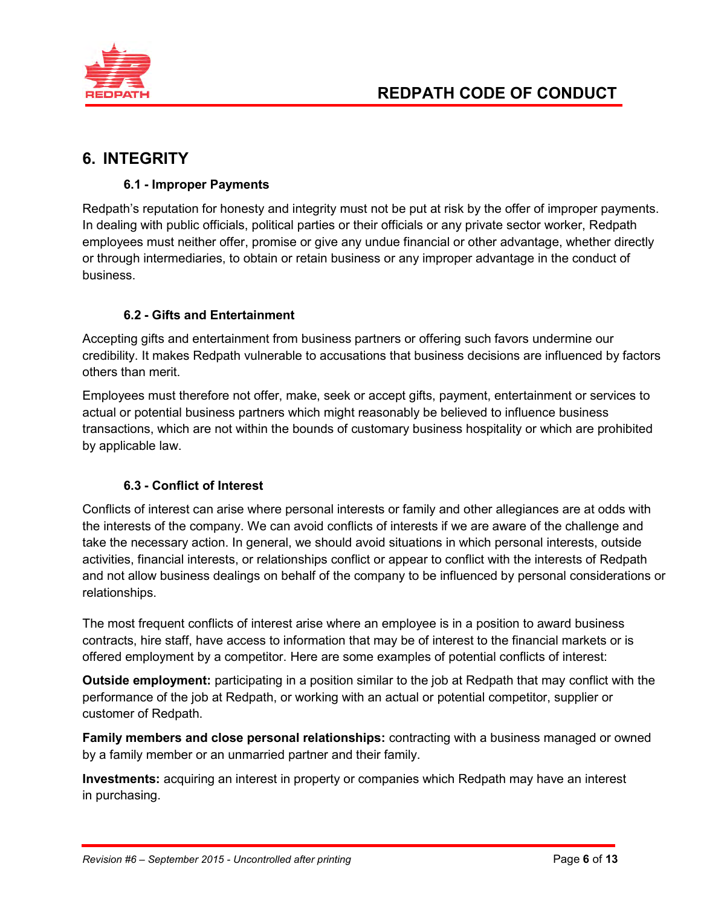## 6. INTEGRITY

### 6.1 - Improper Payments

Redpath's reputation for honesty and integrity must not be put at risk by the offer of improper payments. In dealing with public officials, political parties or their officials or any private sector worker, Redpath employees must neither offer, promise or give any undue financial or other advantage, whether directly or through intermediaries, to obtain or retain business or any improper advantage in the conduct of business.

### 6.2 - Gifts and Entertainment

Accepting gifts and entertainment from business partners or offering such favors undermine our credibility. It makes Redpath vulnerable to accusations that business decisions are influenced by factors others than merit.

Employees must therefore not offer, make, seek or accept gifts, payment, entertainment or services to actual or potential business partners which might reasonably be believed to influence business transactions, which are not within the bounds of customary business hospitality or which are prohibited by applicable law.

### 6.3 - Conflict of Interest

Conflicts of interest can arise where personal interests or family and other allegiances are at odds with the interests of the company. We can avoid conflicts of interests if we are aware of the challenge and take the necessary action. In general, we should avoid situations in which personal interests, outside activities, financial interests, or relationships conflict or appear to conflict with the interests of Redpath and not allow business dealings on behalf of the company to be influenced by personal considerations or relationships.

The most frequent conflicts of interest arise where an employee is in a position to award business contracts, hire staff, have access to information that may be of interest to the financial markets or is offered employment by a competitor. Here are some examples of potential conflicts of interest:

**Outside employment:** participating in a position similar to the job at Redpath that may conflict with the performance of the job at Redpath, or working with an actual or potential competitor, supplier or customer of Redpath.

**Family members and close personal relationships:** contracting with a business managed or owned by a family member or an unmarried partner and their family.

**Investments:** acquiring an interest in property or companies which Redpath may have an interest in purchasing.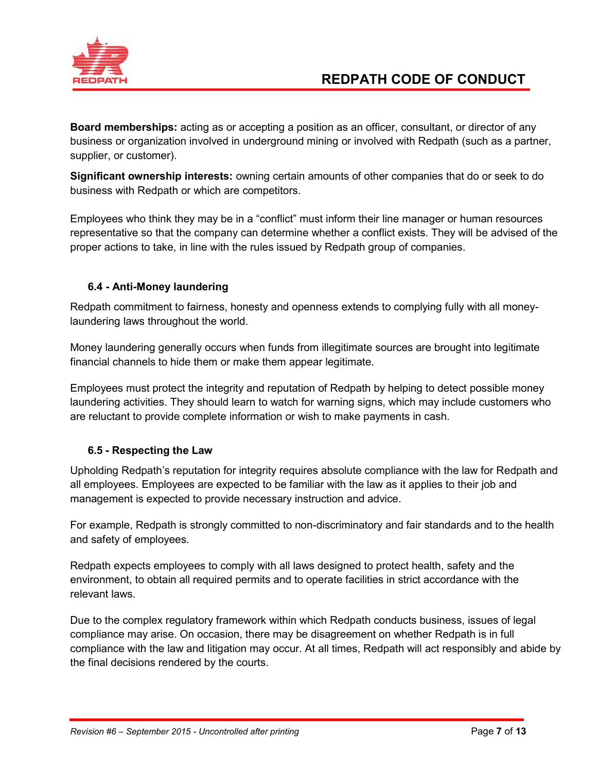**Board memberships:** acting as or accepting a position as an officer, consultant, or director of any business or organization involved in underground mining or involved with Redpath (such as a partner, supplier, or customer).

**Significant ownership interests:** owning certain amounts of other companies that do or seek to do business with Redpath or which are competitors.

Employees who think they may be in a “conflict” must inform their line manager or human resources representative so that the company can determine whether a conflict exists. They will be advised of the proper actions to take, in line with the rules issued by Redpath group of companies.

### 6.4 - Anti-Money laundering

Redpath commitment to fairness, honesty and openness extends to complying fully with all money-laundering laws throughout the world.

Money laundering generally occurs when funds from illegitimate sources are brought into legitimate financial channels to hide them or make them appear legitimate.

Employees must protect the integrity and reputation of Redpath by helping to detect possible money laundering activities. They should learn to watch for warning signs, which may include customers who are reluctant to provide complete information or wish to make payments in cash.

### 6.5 - Respecting the Law

Upholding Redpath’s reputation for integrity requires absolute compliance with the law for Redpath and all employees. Employees are expected to be familiar with the law as it applies to their job and management is expected to provide necessary instruction and advice.

For example, Redpath is strongly committed to non-discriminatory and fair standards and to the health and safety of employees.

Redpath expects employees to comply with all laws designed to protect health, safety and the environment, to obtain all required permits and to operate facilities in strict accordance with the relevant laws.

Due to the complex regulatory framework within which Redpath conducts business, issues of legal compliance may arise. On occasion, there may be disagreement on whether Redpath is in full compliance with the law and litigation may occur. At all times, Redpath will act responsibly and abide by the final decisions rendered by the courts.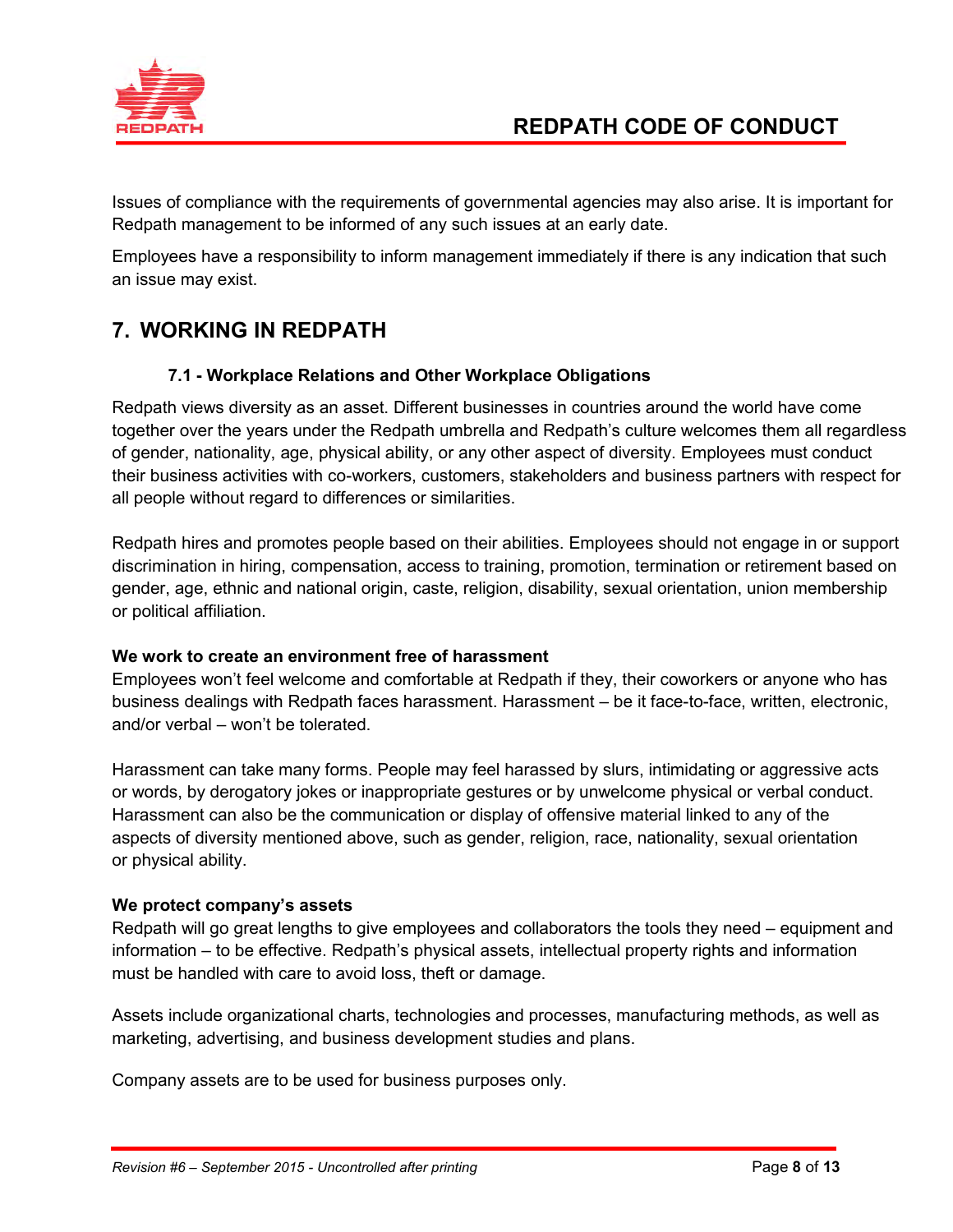Issues of compliance with the requirements of governmental agencies may also arise. It is important for Redpath management to be informed of any such issues at an early date.

Employees have a responsibility to inform management immediately if there is any indication that such an issue may exist.

## 7. WORKING IN REDPATH

### 7.1 - Workplace Relations and Other Workplace Obligations

Redpath views diversity as an asset. Different businesses in countries around the world have come together over the years under the Redpath umbrella and Redpath's culture welcomes them all regardless of gender, nationality, age, physical ability, or any other aspect of diversity. Employees must conduct their business activities with co-workers, customers, stakeholders and business partners with respect for all people without regard to differences or similarities.

Redpath hires and promotes people based on their abilities. Employees should not engage in or support discrimination in hiring, compensation, access to training, promotion, termination or retirement based on gender, age, ethnic and national origin, caste, religion, disability, sexual orientation, union membership or political affiliation.

**We work to create an environment free of harassment**

Employees won't feel welcome and comfortable at Redpath if they, their coworkers or anyone who has business dealings with Redpath faces harassment. Harassment – be it face-to-face, written, electronic, and/or verbal – won't be tolerated.

Harassment can take many forms. People may feel harassed by slurs, intimidating or aggressive acts or words, by derogatory jokes or inappropriate gestures or by unwelcome physical or verbal conduct. Harassment can also be the communication or display of offensive material linked to any of the aspects of diversity mentioned above, such as gender, religion, race, nationality, sexual orientation or physical ability.

**We protect company's assets**

Redpath will go great lengths to give employees and collaborators the tools they need – equipment and information – to be effective. Redpath's physical assets, intellectual property rights and information must be handled with care to avoid loss, theft or damage.

Assets include organizational charts, technologies and processes, manufacturing methods, as well as marketing, advertising, and business development studies and plans.

Company assets are to be used for business purposes only.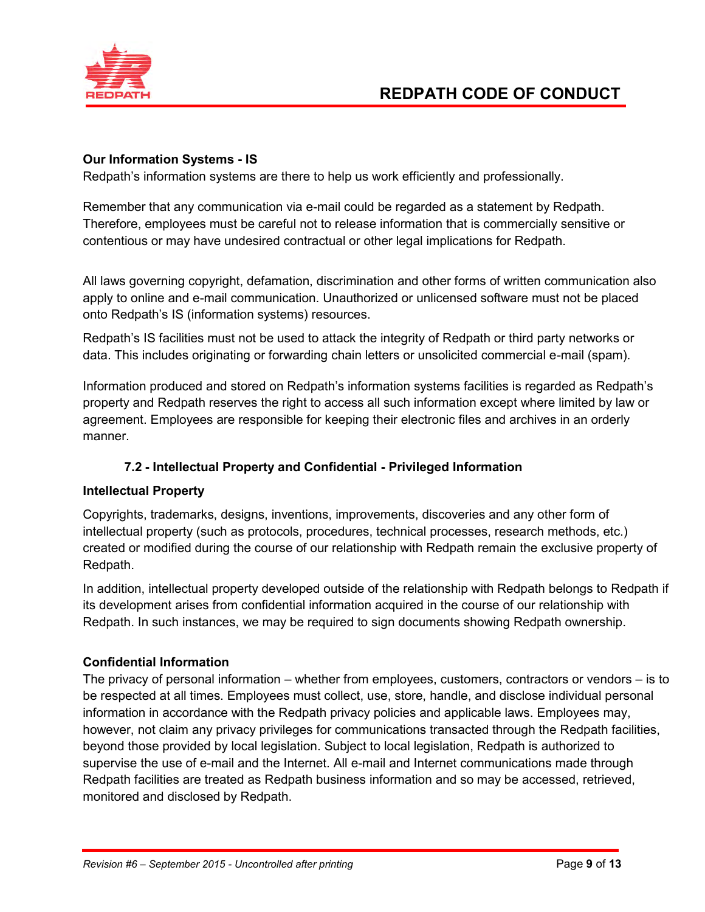**Our Information Systems - IS**

Redpath's information systems are there to help us work efficiently and professionally.

Remember that any communication via e-mail could be regarded as a statement by Redpath. Therefore, employees must be careful not to release information that is commercially sensitive or contentious or may have undesired contractual or other legal implications for Redpath.

All laws governing copyright, defamation, discrimination and other forms of written communication also apply to online and e-mail communication. Unauthorized or unlicensed software must not be placed onto Redpath's IS (information systems) resources.

Redpath's IS facilities must not be used to attack the integrity of Redpath or third party networks or data. This includes originating or forwarding chain letters or unsolicited commercial e-mail (spam).

Information produced and stored on Redpath's information systems facilities is regarded as Redpath's property and Redpath reserves the right to access all such information except where limited by law or agreement. Employees are responsible for keeping their electronic files and archives in an orderly manner.

### 7.2 - Intellectual Property and Confidential - Privileged Information

**Intellectual Property**

Copyrights, trademarks, designs, inventions, improvements, discoveries and any other form of intellectual property (such as protocols, procedures, technical processes, research methods, etc.) created or modified during the course of our relationship with Redpath remain the exclusive property of Redpath.

In addition, intellectual property developed outside of the relationship with Redpath belongs to Redpath if its development arises from confidential information acquired in the course of our relationship with Redpath. In such instances, we may be required to sign documents showing Redpath ownership.

**Confidential Information**

The privacy of personal information – whether from employees, customers, contractors or vendors – is to be respected at all times. Employees must collect, use, store, handle, and disclose individual personal information in accordance with the Redpath privacy policies and applicable laws. Employees may, however, not claim any privacy privileges for communications transacted through the Redpath facilities, beyond those provided by local legislation. Subject to local legislation, Redpath is authorized to supervise the use of e-mail and the Internet. All e-mail and Internet communications made through Redpath facilities are treated as Redpath business information and so may be accessed, retrieved, monitored and disclosed by Redpath.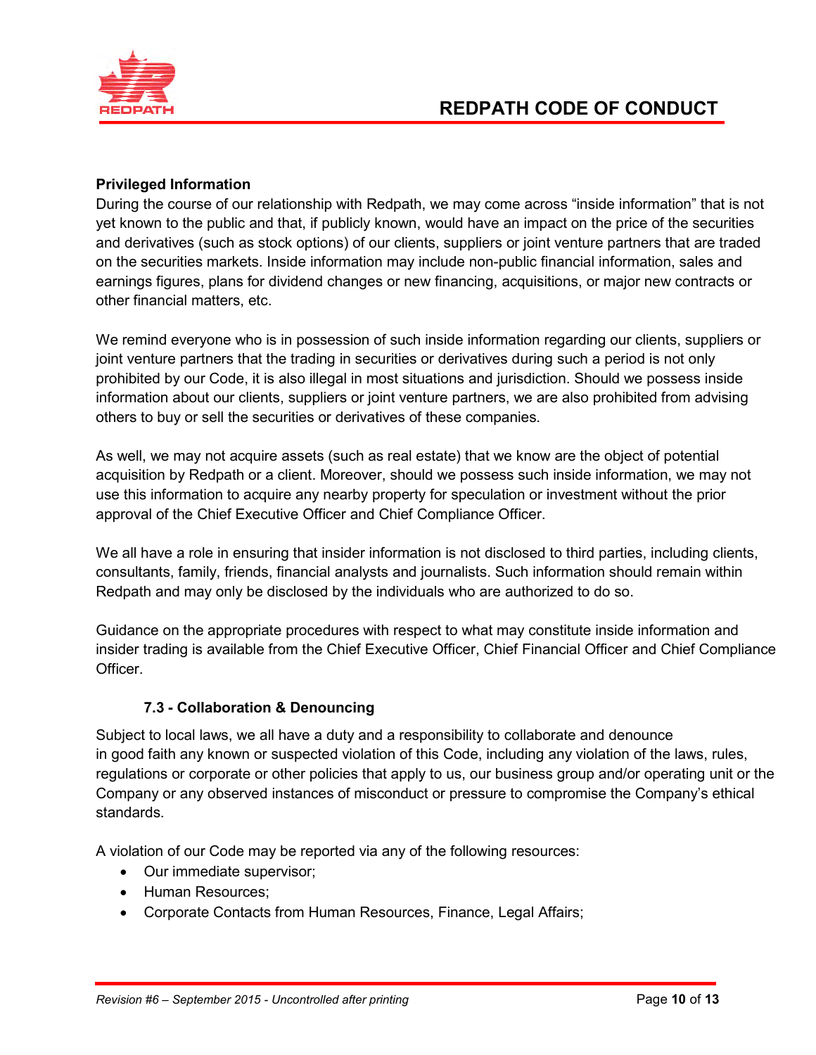**Privileged Information**

During the course of our relationship with Redpath, we may come across "inside information" that is not yet known to the public and that, if publicly known, would have an impact on the price of the securities and derivatives (such as stock options) of our clients, suppliers or joint venture partners that are traded on the securities markets. Inside information may include non-public financial information, sales and earnings figures, plans for dividend changes or new financing, acquisitions, or major new contracts or other financial matters, etc.

We remind everyone who is in possession of such inside information regarding our clients, suppliers or joint venture partners that the trading in securities or derivatives during such a period is not only prohibited by our Code, it is also illegal in most situations and jurisdiction. Should we possess inside information about our clients, suppliers or joint venture partners, we are also prohibited from advising others to buy or sell the securities or derivatives of these companies.

As well, we may not acquire assets (such as real estate) that we know are the object of potential acquisition by Redpath or a client. Moreover, should we possess such inside information, we may not use this information to acquire any nearby property for speculation or investment without the prior approval of the Chief Executive Officer and Chief Compliance Officer.

We all have a role in ensuring that insider information is not disclosed to third parties, including clients, consultants, family, friends, financial analysts and journalists. Such information should remain within Redpath and may only be disclosed by the individuals who are authorized to do so.

Guidance on the appropriate procedures with respect to what may constitute inside information and insider trading is available from the Chief Executive Officer, Chief Financial Officer and Chief Compliance Officer.

### 7.3 - Collaboration & Denouncing

Subject to local laws, we all have a duty and a responsibility to collaborate and denounce in good faith any known or suspected violation of this Code, including any violation of the laws, rules, regulations or corporate or other policies that apply to us, our business group and/or operating unit or the Company or any observed instances of misconduct or pressure to compromise the Company's ethical standards.

A violation of our Code may be reported via any of the following resources:

- Our immediate supervisor;
- Human Resources;
- Corporate Contacts from Human Resources, Finance, Legal Affairs;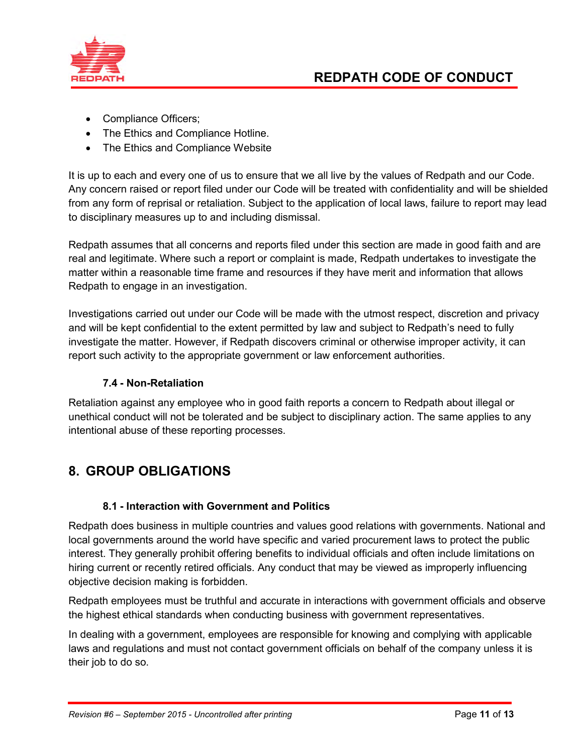- Compliance Officers;
- The Ethics and Compliance Hotline.
- The Ethics and Compliance Website

It is up to each and every one of us to ensure that we all live by the values of Redpath and our Code. Any concern raised or report filed under our Code will be treated with confidentiality and will be shielded from any form of reprisal or retaliation. Subject to the application of local laws, failure to report may lead to disciplinary measures up to and including dismissal.

Redpath assumes that all concerns and reports filed under this section are made in good faith and are real and legitimate. Where such a report or complaint is made, Redpath undertakes to investigate the matter within a reasonable time frame and resources if they have merit and information that allows Redpath to engage in an investigation.

Investigations carried out under our Code will be made with the utmost respect, discretion and privacy and will be kept confidential to the extent permitted by law and subject to Redpath's need to fully investigate the matter. However, if Redpath discovers criminal or otherwise improper activity, it can report such activity to the appropriate government or law enforcement authorities.

### 7.4 - Non-Retaliation

Retaliation against any employee who in good faith reports a concern to Redpath about illegal or unethical conduct will not be tolerated and be subject to disciplinary action. The same applies to any intentional abuse of these reporting processes.

## 8. GROUP OBLIGATIONS

### 8.1 - Interaction with Government and Politics

Redpath does business in multiple countries and values good relations with governments. National and local governments around the world have specific and varied procurement laws to protect the public interest. They generally prohibit offering benefits to individual officials and often include limitations on hiring current or recently retired officials. Any conduct that may be viewed as improperly influencing objective decision making is forbidden.

Redpath employees must be truthful and accurate in interactions with government officials and observe the highest ethical standards when conducting business with government representatives.

In dealing with a government, employees are responsible for knowing and complying with applicable laws and regulations and must not contact government officials on behalf of the company unless it is their job to do so.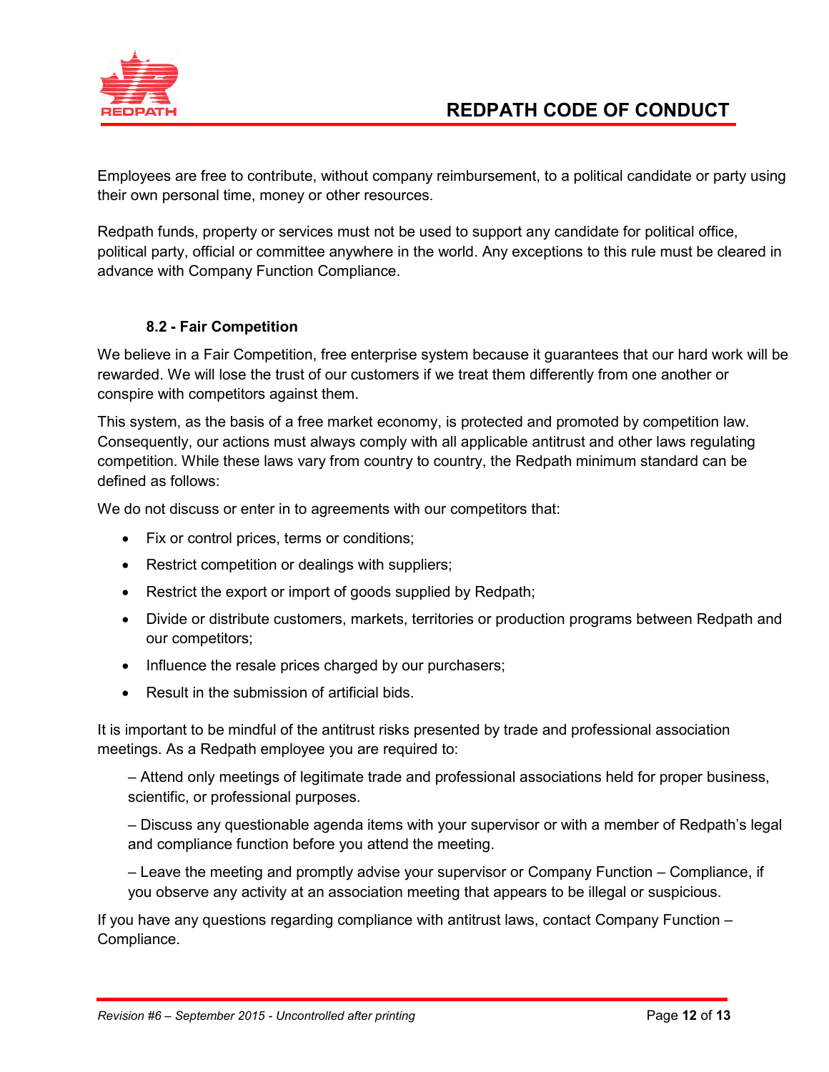Employees are free to contribute, without company reimbursement, to a political candidate or party using their own personal time, money or other resources.

Redpath funds, property or services must not be used to support any candidate for political office, political party, official or committee anywhere in the world. Any exceptions to this rule must be cleared in advance with Company Function Compliance.

### 8.2 - Fair Competition

We believe in a Fair Competition, free enterprise system because it guarantees that our hard work will be rewarded. We will lose the trust of our customers if we treat them differently from one another or conspire with competitors against them.

This system, as the basis of a free market economy, is protected and promoted by competition law. Consequently, our actions must always comply with all applicable antitrust and other laws regulating competition. While these laws vary from country to country, the Redpath minimum standard can be defined as follows:

We do not discuss or enter in to agreements with our competitors that:

- Fix or control prices, terms or conditions;
- Restrict competition or dealings with suppliers;
- Restrict the export or import of goods supplied by Redpath;
- Divide or distribute customers, markets, territories or production programs between Redpath and our competitors;
- Influence the resale prices charged by our purchasers;
- Result in the submission of artificial bids.

It is important to be mindful of the antitrust risks presented by trade and professional association meetings. As a Redpath employee you are required to:

– Attend only meetings of legitimate trade and professional associations held for proper business, scientific, or professional purposes.

– Discuss any questionable agenda items with your supervisor or with a member of Redpath's legal and compliance function before you attend the meeting.

– Leave the meeting and promptly advise your supervisor or Company Function – Compliance, if you observe any activity at an association meeting that appears to be illegal or suspicious.

If you have any questions regarding compliance with antitrust laws, contact Company Function – Compliance.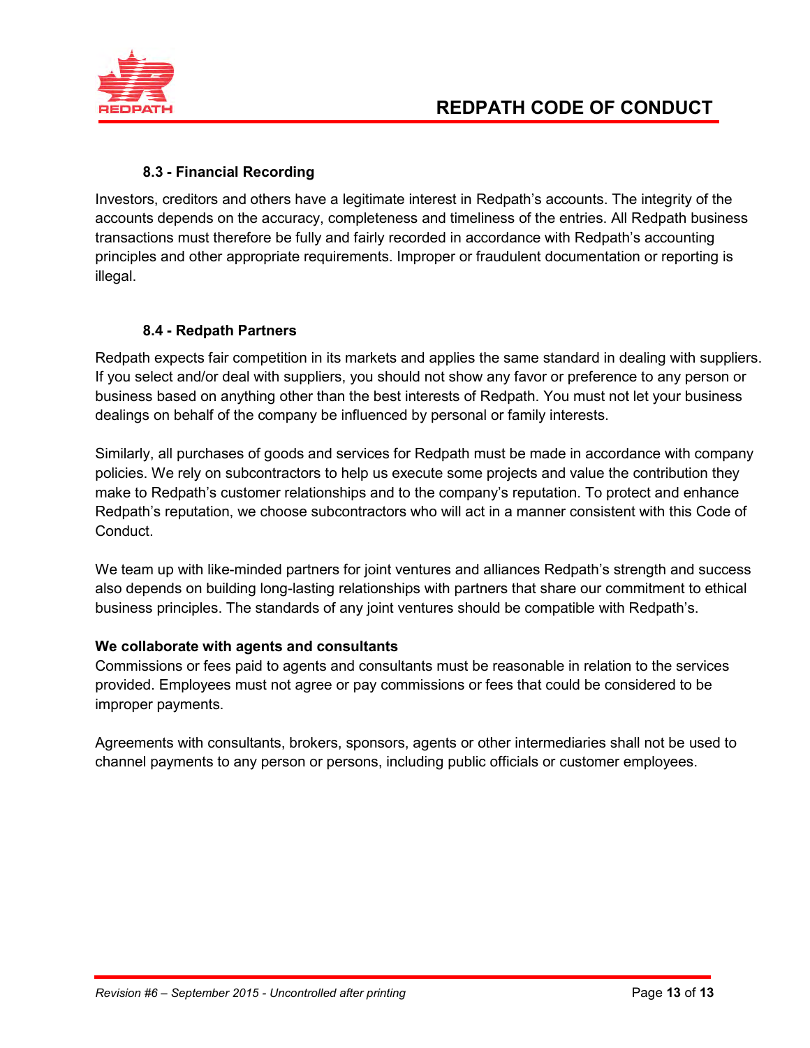### 8.3 - Financial Recording

Investors, creditors and others have a legitimate interest in Redpath's accounts. The integrity of the accounts depends on the accuracy, completeness and timeliness of the entries. All Redpath business transactions must therefore be fully and fairly recorded in accordance with Redpath's accounting principles and other appropriate requirements. Improper or fraudulent documentation or reporting is illegal.

### 8.4 - Redpath Partners

Redpath expects fair competition in its markets and applies the same standard in dealing with suppliers. If you select and/or deal with suppliers, you should not show any favor or preference to any person or business based on anything other than the best interests of Redpath. You must not let your business dealings on behalf of the company be influenced by personal or family interests.

Similarly, all purchases of goods and services for Redpath must be made in accordance with company policies. We rely on subcontractors to help us execute some projects and value the contribution they make to Redpath's customer relationships and to the company's reputation. To protect and enhance Redpath's reputation, we choose subcontractors who will act in a manner consistent with this Code of Conduct.

We team up with like-minded partners for joint ventures and alliances Redpath's strength and success also depends on building long-lasting relationships with partners that share our commitment to ethical business principles. The standards of any joint ventures should be compatible with Redpath's.

**We collaborate with agents and consultants**

Commissions or fees paid to agents and consultants must be reasonable in relation to the services provided. Employees must not agree or pay commissions or fees that could be considered to be improper payments.

Agreements with consultants, brokers, sponsors, agents or other intermediaries shall not be used to channel payments to any person or persons, including public officials or customer employees.